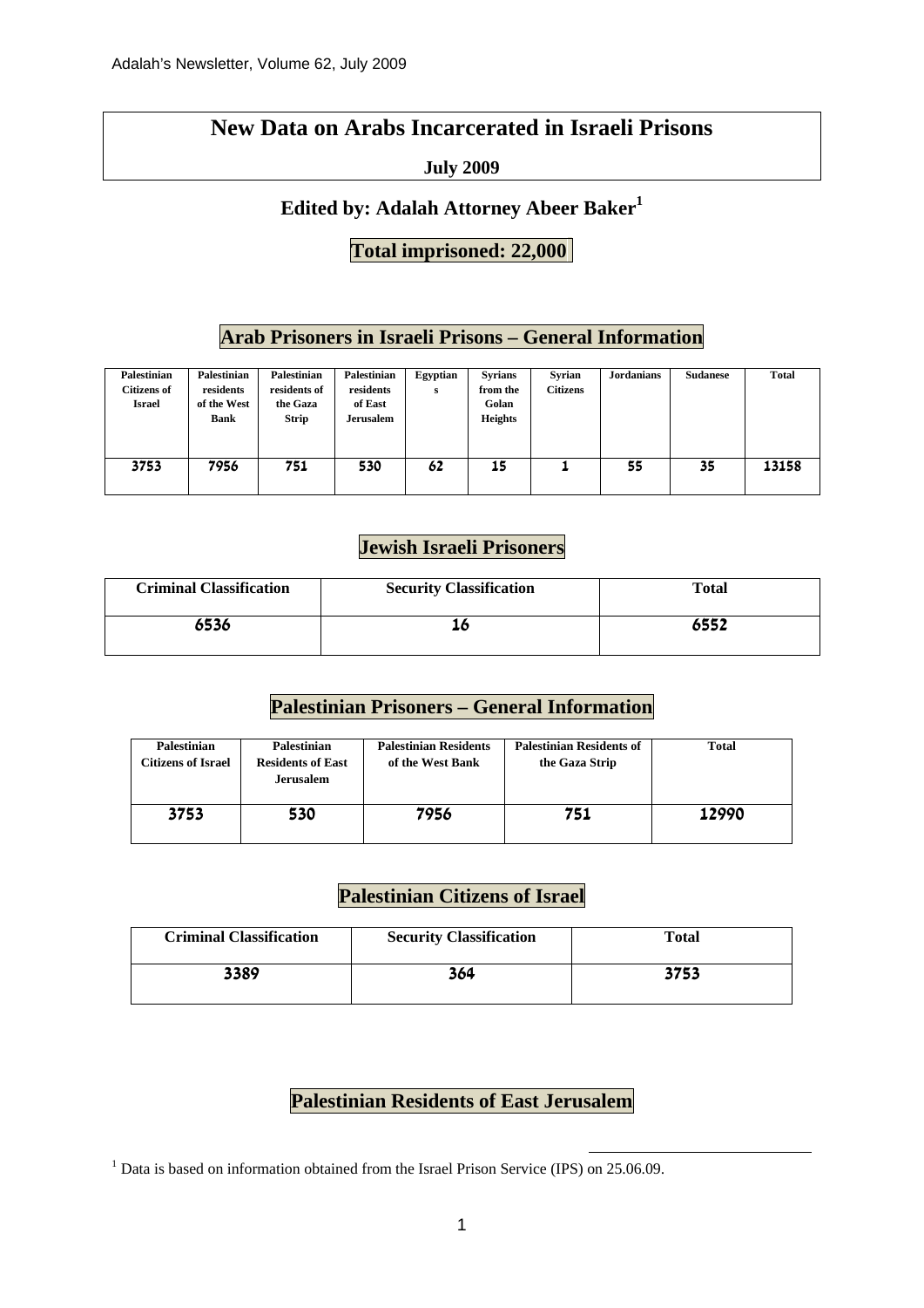# New Data on Arabs Incarcerated in Israeli Prisons

**July 2009**

## Edited by: Adalah Attorney Abeer Baker[1]

## Total imprisoned: 22,000

## Arab Prisoners in Israeli Prisons – General Information

| Palestinian Citizens of Israel | Palestinian residents of the West Bank | Palestinian residents of the Gaza Strip | Palestinian residents of East Jerusalem | Egyptians | Syrians from the Golan Heights | Syrian Citizens | Jordanians | Sudanese | Total |
|---|---|---|---|---|---|---|---|---|---|
| 3753 | 7956 | 751 | 530 | 62 | 15 | 1 | 55 | 35 | 13158 |

## Jewish Israeli Prisoners

| Criminal Classification | Security Classification | Total |
|---|---|---|
| 6536 | 16 | 6552 |

## Palestinian Prisoners – General Information

| Palestinian Citizens of Israel | Palestinian Residents of East Jerusalem | Palestinian Residents of the West Bank | Palestinian Residents of the Gaza Strip | Total |
|---|---|---|---|---|
| 3753 | 530 | 7956 | 751 | 12990 |

## Palestinian Citizens of Israel

| Criminal Classification | Security Classification | Total |
|---|---|---|
| 3389 | 364 | 3753 |

## Palestinian Residents of East Jerusalem

[1] Data is based on information obtained from the Israel Prison Service (IPS) on 25.06.09.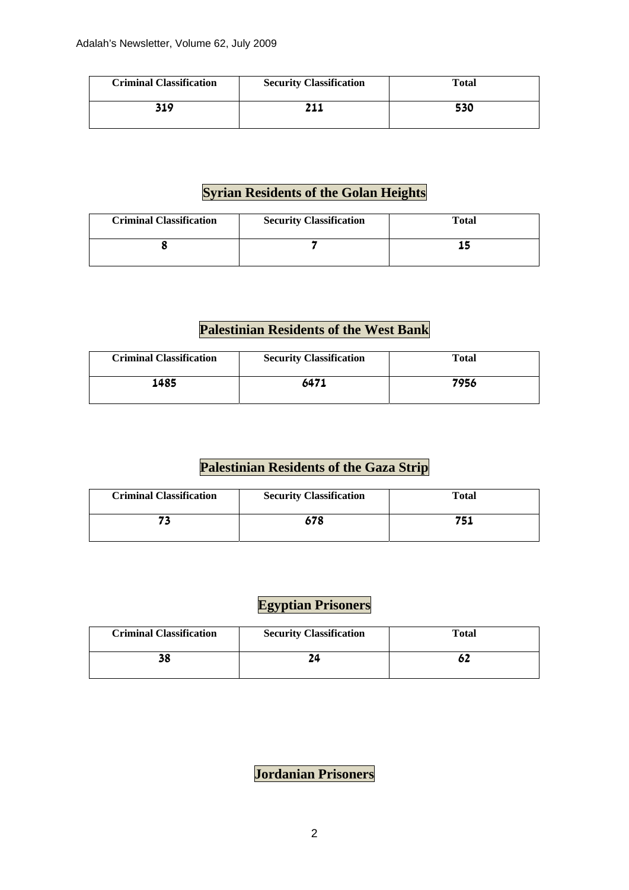| Criminal Classification | Security Classification | Total |
|---|---|---|
| 319 | 211 | 530 |

## Syrian Residents of the Golan Heights

| Criminal Classification | Security Classification | Total |
|---|---|---|
| 8 | 7 | 15 |

## Palestinian Residents of the West Bank

| Criminal Classification | Security Classification | Total |
|---|---|---|
| 1485 | 6471 | 7956 |

## Palestinian Residents of the Gaza Strip

| Criminal Classification | Security Classification | Total |
|---|---|---|
| 73 | 678 | 751 |

## Egyptian Prisoners

| Criminal Classification | Security Classification | Total |
|---|---|---|
| 38 | 24 | 62 |

## Jordanian Prisoners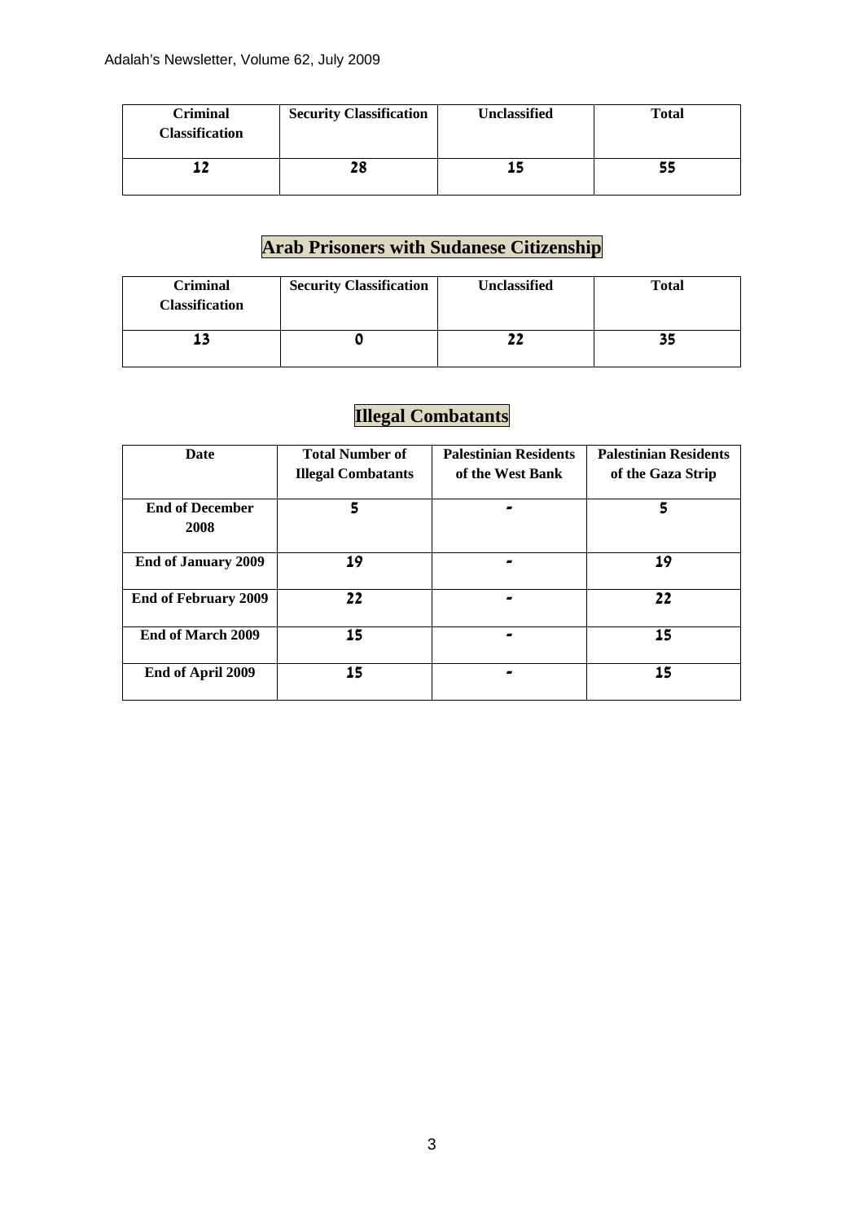| Criminal Classification | Security Classification | Unclassified | Total |
|---|---|---|---|
| 12 | 28 | 15 | 55 |

## Arab Prisoners with Sudanese Citizenship

| Criminal Classification | Security Classification | Unclassified | Total |
|---|---|---|---|
| 13 | 0 | 22 | 35 |

## Illegal Combatants

| Date | Total Number of Illegal Combatants | Palestinian Residents of the West Bank | Palestinian Residents of the Gaza Strip |
|---|---|---|---|
| End of December 2008 | 5 | - | 5 |
| End of January 2009 | 19 | - | 19 |
| End of February 2009 | 22 | - | 22 |
| End of March 2009 | 15 | - | 15 |
| End of April 2009 | 15 | - | 15 |